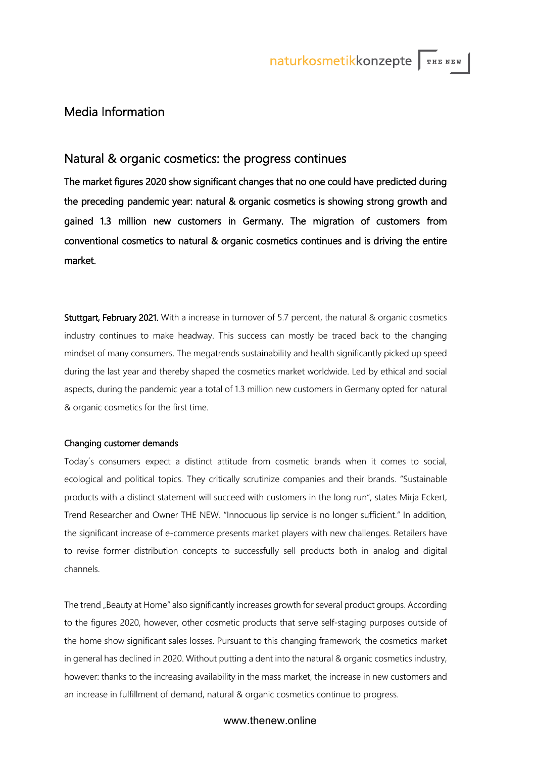## Media Information

## Natural & organic cosmetics: the progress continues

**The market figures 2020 show significant changes that no one could have predicted during the preceding pandemic year: natural & organic cosmetics is showing strong growth and gained 1.3 million new customers in Germany. The migration of customers from conventional cosmetics to natural & organic cosmetics continues and is driving the entire market.**

**Stuttgart, February 2021.** With a increase in turnover of 5.7 percent, the natural & organic cosmetics industry continues to make headway. This success can mostly be traced back to the changing mindset of many consumers. The megatrends sustainability and health significantly picked up speed during the last year and thereby shaped the cosmetics market worldwide. Led by ethical and social aspects, during the pandemic year a total of 1.3 million new customers in Germany opted for natural & organic cosmetics for the first time.

### Changing customer demands

Today´s consumers expect a distinct attitude from cosmetic brands when it comes to social, ecological and political topics. They critically scrutinize companies and their brands. "Sustainable products with a distinct statement will succeed with customers in the long run", states Mirja Eckert, Trend Researcher and Owner THE NEW. "Innocuous lip service is no longer sufficient." In addition, the significant increase of e-commerce presents market players with new challenges. Retailers have to revise former distribution concepts to successfully sell products both in analog and digital channels.

The trend „Beauty at Home" also significantly increases growth for several product groups. According to the figures 2020, however, other cosmetic products that serve self-staging purposes outside of the home show significant sales losses. Pursuant to this changing framework, the cosmetics market in general has declined in 2020. Without putting a dent into the natural & organic cosmetics industry, however: thanks to the increasing availability in the mass market, the increase in new customers and an increase in fulfillment of demand, natural & organic cosmetics continue to progress.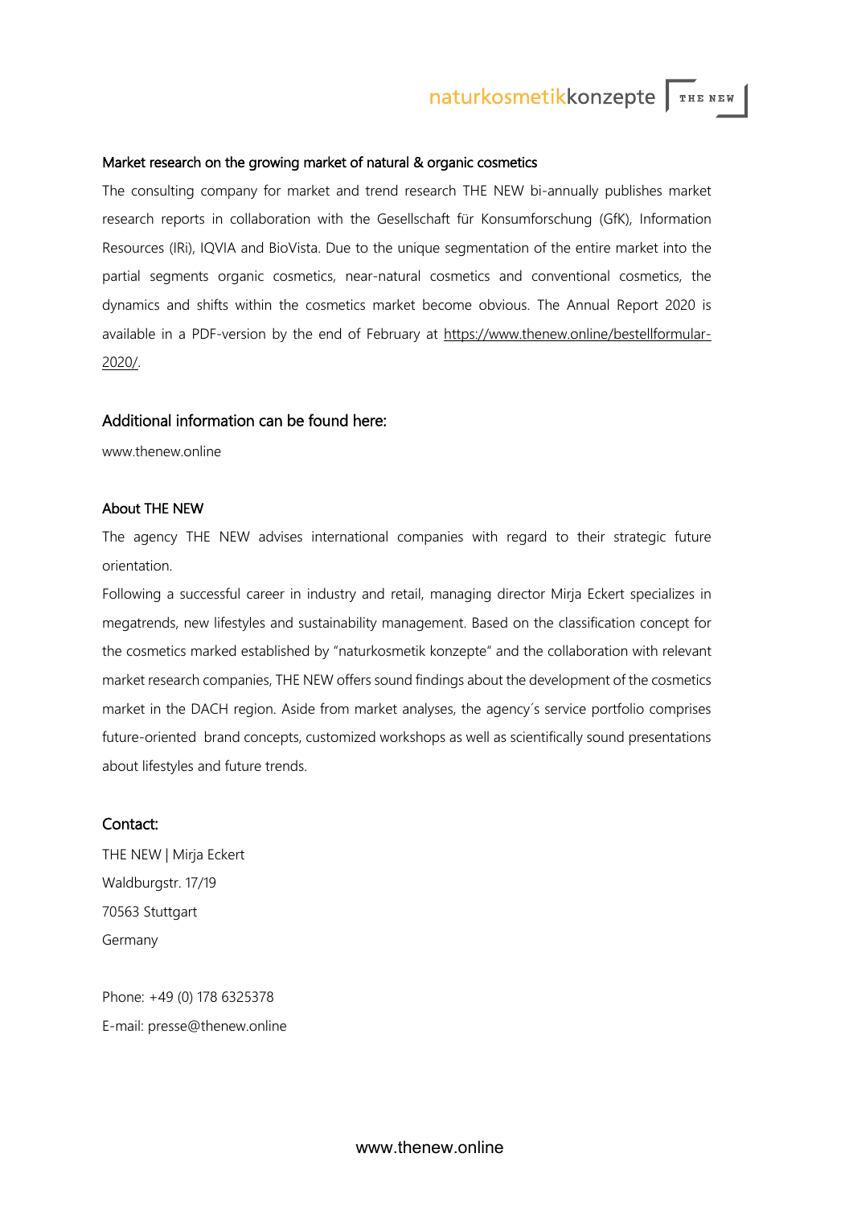### Market research on the growing market of natural & organic cosmetics

The consulting company for market and trend research THE NEW bi-annually publishes market research reports in collaboration with the Gesellschaft für Konsumforschung (GfK), Information Resources (IRi), IQVIA and BioVista. Due to the unique segmentation of the entire market into the partial segments organic cosmetics, near-natural cosmetics and conventional cosmetics, the dynamics and shifts within the cosmetics market become obvious. The Annual Report 2020 is available in a PDF-version by the end of February at https://www.thenew.online/bestellformular-2020/.

## Additional information can be found here:

www.thenew.online

### About THE NEW

The agency THE NEW advises international companies with regard to their strategic future orientation.

Following a successful career in industry and retail, managing director Mirja Eckert specializes in megatrends, new lifestyles and sustainability management. Based on the classification concept for the cosmetics marked established by "naturkosmetik konzepte" and the collaboration with relevant market research companies, THE NEW offers sound findings about the development of the cosmetics market in the DACH region. Aside from market analyses, the agency´s service portfolio comprises future-oriented brand concepts, customized workshops as well as scientifically sound presentations about lifestyles and future trends.

## Contact:

THE NEW | Mirja Eckert
Waldburgstr. 17/19
70563 Stuttgart
Germany

Phone: +49 (0) 178 6325378
E-mail: presse@thenew.online